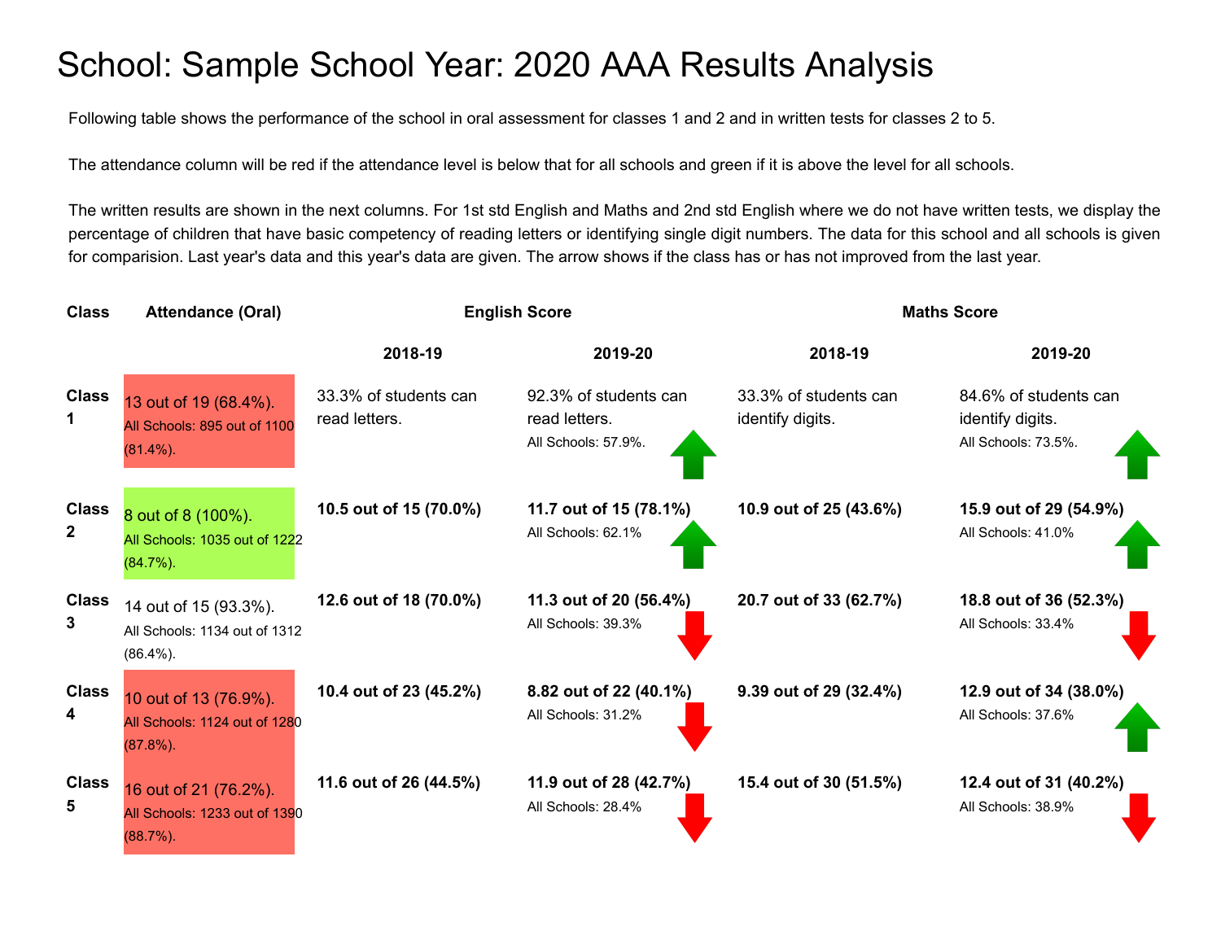# School: Sample School Year: 2020 AAA Results Analysis

Following table shows the performance of the school in oral assessment for classes 1 and 2 and in written tests for classes 2 to 5.

The attendance column will be red if the attendance level is below that for all schools and green if it is above the level for all schools.

The written results are shown in the next columns. For 1st std English and Maths and 2nd std English where we do not have written tests, we display the percentage of children that have basic competency of reading letters or identifying single digit numbers. The data for this school and all schools is given for comparision. Last year's data and this year's data are given. The arrow shows if the class has or has not improved from the last year.

| Class | Attendance (Oral) | English Score | | Maths Score | |
|---|---|---|---|---|---|
| | | 2018-19 | 2019-20 | 2018-19 | 2019-20 |
| Class 1 | 13 out of 19 (68.4%). All Schools: 895 out of 1100 (81.4%). | 33.3% of students can read letters. | 92.3% of students can read letters. All Schools: 57.9%. ↑ | 33.3% of students can identify digits. | 84.6% of students can identify digits. All Schools: 73.5%. ↑ |
| Class 2 | 8 out of 8 (100%). All Schools: 1035 out of 1222 (84.7%). | **10.5 out of 15 (70.0%)** | **11.7 out of 15 (78.1%)** All Schools: 62.1% ↑ | **10.9 out of 25 (43.6%)** | **15.9 out of 29 (54.9%)** All Schools: 41.0% ↑ |
| Class 3 | 14 out of 15 (93.3%). All Schools: 1134 out of 1312 (86.4%). | **12.6 out of 18 (70.0%)** | **11.3 out of 20 (56.4%)** All Schools: 39.3% ↓ | **20.7 out of 33 (62.7%)** | **18.8 out of 36 (52.3%)** All Schools: 33.4% ↓ |
| Class 4 | 10 out of 13 (76.9%). All Schools: 1124 out of 1280 (87.8%). | **10.4 out of 23 (45.2%)** | **8.82 out of 22 (40.1%)** All Schools: 31.2% ↓ | **9.39 out of 29 (32.4%)** | **12.9 out of 34 (38.0%)** All Schools: 37.6% ↑ |
| Class 5 | 16 out of 21 (76.2%). All Schools: 1233 out of 1390 (88.7%). | **11.6 out of 26 (44.5%)** | **11.9 out of 28 (42.7%)** All Schools: 28.4% ↓ | **15.4 out of 30 (51.5%)** | **12.4 out of 31 (40.2%)** All Schools: 38.9% ↓ |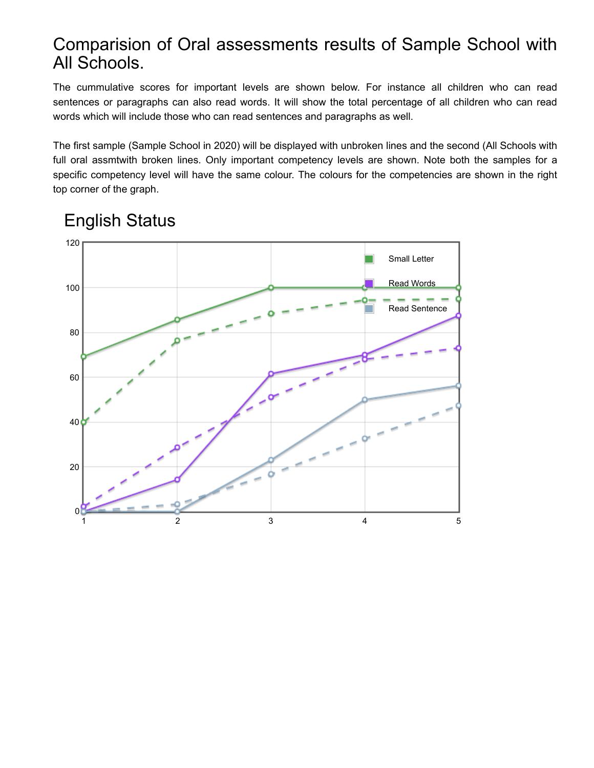# Comparision of Oral assessments results of Sample School with All Schools.

The cummulative scores for important levels are shown below. For instance all children who can read sentences or paragraphs can also read words. It will show the total percentage of all children who can read words which will include those who can read sentences and paragraphs as well.

The first sample (Sample School in 2020) will be displayed with unbroken lines and the second (All Schools with full oral assmtwith broken lines. Only important competency levels are shown. Note both the samples for a specific competency level will have the same colour. The colours for the competencies are shown in the right top corner of the graph.

## English Status

Small Letter
Read Words
Read Sentence

120
100
80
60
40
20
0

1
2
3
4
5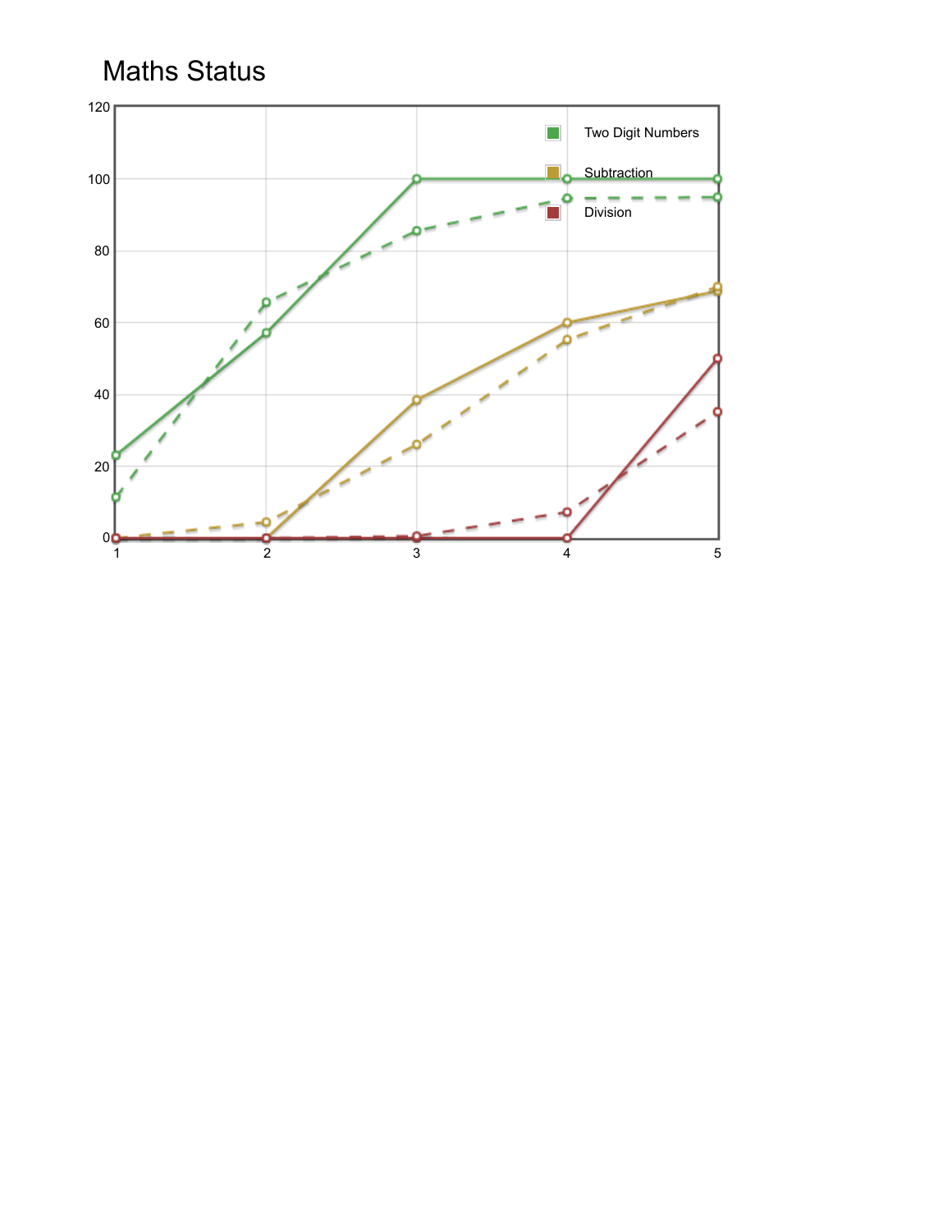# Maths Status

120

100

80

60

40

20

0

1

2

3

4

5

Two Digit Numbers

Subtraction

Division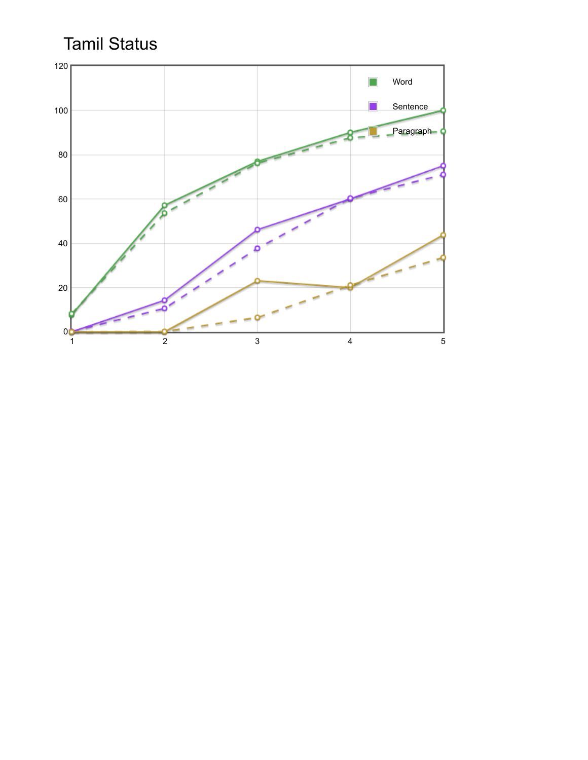Tamil Status

120

100

80

60

40

20

0

1

2

3

4

5

Word

Sentence

Paragraph